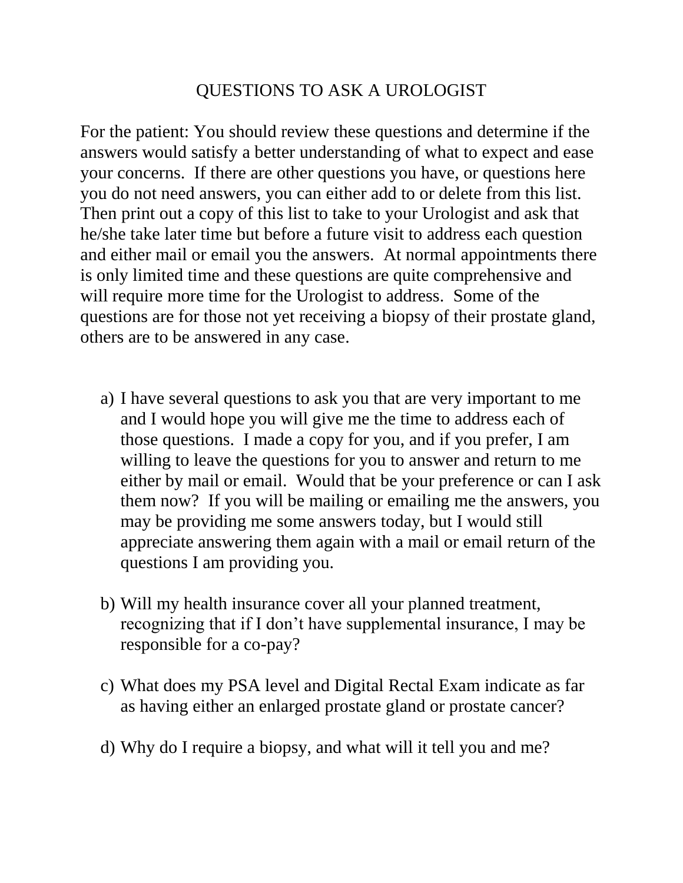# QUESTIONS TO ASK A UROLOGIST

For the patient: You should review these questions and determine if the answers would satisfy a better understanding of what to expect and ease your concerns.  If there are other questions you have, or questions here you do not need answers, you can either add to or delete from this list. Then print out a copy of this list to take to your Urologist and ask that he/she take later time but before a future visit to address each question and either mail or email you the answers.  At normal appointments there is only limited time and these questions are quite comprehensive and will require more time for the Urologist to address.  Some of the questions are for those not yet receiving a biopsy of their prostate gland, others are to be answered in any case.

a) I have several questions to ask you that are very important to me and I would hope you will give me the time to address each of those questions.  I made a copy for you, and if you prefer, I am willing to leave the questions for you to answer and return to me either by mail or email.  Would that be your preference or can I ask them now?  If you will be mailing or emailing me the answers, you may be providing me some answers today, but I would still appreciate answering them again with a mail or email return of the questions I am providing you.

b) Will my health insurance cover all your planned treatment, recognizing that if I don't have supplemental insurance, I may be responsible for a co-pay?

c) What does my PSA level and Digital Rectal Exam indicate as far as having either an enlarged prostate gland or prostate cancer?

d) Why do I require a biopsy, and what will it tell you and me?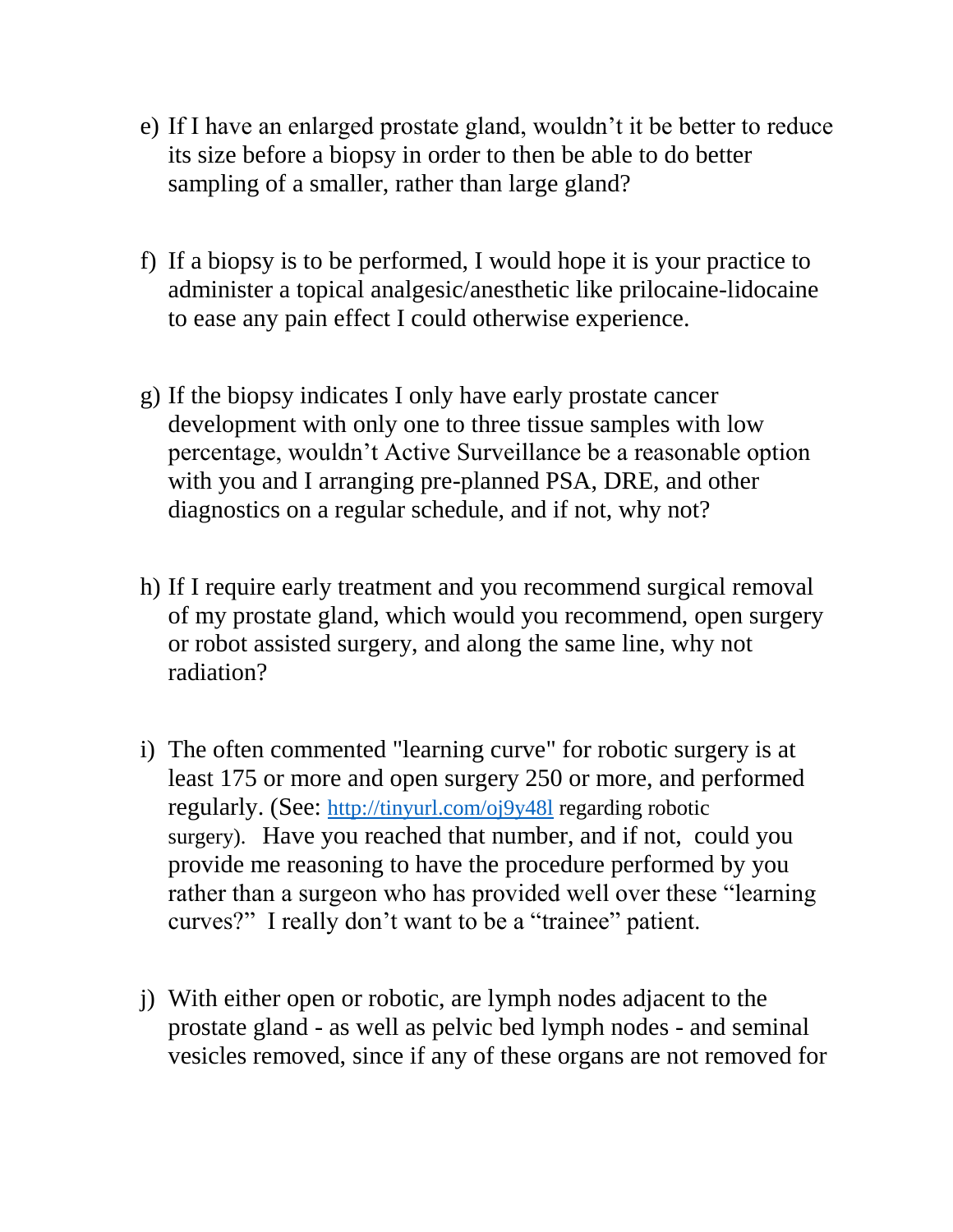e) If I have an enlarged prostate gland, wouldn't it be better to reduce its size before a biopsy in order to then be able to do better sampling of a smaller, rather than large gland?

f) If a biopsy is to be performed, I would hope it is your practice to administer a topical analgesic/anesthetic like prilocaine-lidocaine to ease any pain effect I could otherwise experience.

g) If the biopsy indicates I only have early prostate cancer development with only one to three tissue samples with low percentage, wouldn't Active Surveillance be a reasonable option with you and I arranging pre-planned PSA, DRE, and other diagnostics on a regular schedule, and if not, why not?

h) If I require early treatment and you recommend surgical removal of my prostate gland, which would you recommend, open surgery or robot assisted surgery, and along the same line, why not radiation?

i) The often commented "learning curve" for robotic surgery is at least 175 or more and open surgery 250 or more, and performed regularly. (See: [http://tinyurl.com/oj9y48l](http://tinyurl.com/oj9y48l) regarding robotic surgery). Have you reached that number, and if not, could you provide me reasoning to have the procedure performed by you rather than a surgeon who has provided well over these "learning curves?" I really don't want to be a "trainee" patient.

j) With either open or robotic, are lymph nodes adjacent to the prostate gland - as well as pelvic bed lymph nodes - and seminal vesicles removed, since if any of these organs are not removed for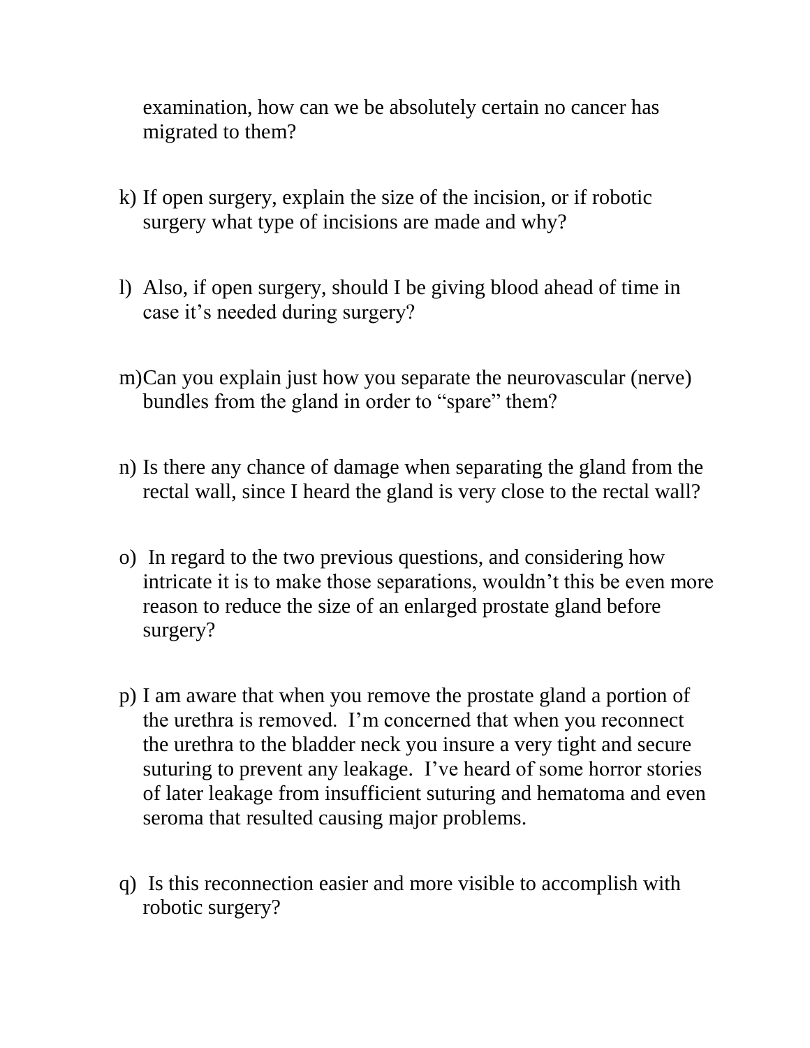examination, how can we be absolutely certain no cancer has migrated to them?

k) If open surgery, explain the size of the incision, or if robotic surgery what type of incisions are made and why?

l) Also, if open surgery, should I be giving blood ahead of time in case it's needed during surgery?

m) Can you explain just how you separate the neurovascular (nerve) bundles from the gland in order to "spare" them?

n) Is there any chance of damage when separating the gland from the rectal wall, since I heard the gland is very close to the rectal wall?

o) In regard to the two previous questions, and considering how intricate it is to make those separations, wouldn't this be even more reason to reduce the size of an enlarged prostate gland before surgery?

p) I am aware that when you remove the prostate gland a portion of the urethra is removed. I'm concerned that when you reconnect the urethra to the bladder neck you insure a very tight and secure suturing to prevent any leakage. I've heard of some horror stories of later leakage from insufficient suturing and hematoma and even seroma that resulted causing major problems.

q) Is this reconnection easier and more visible to accomplish with robotic surgery?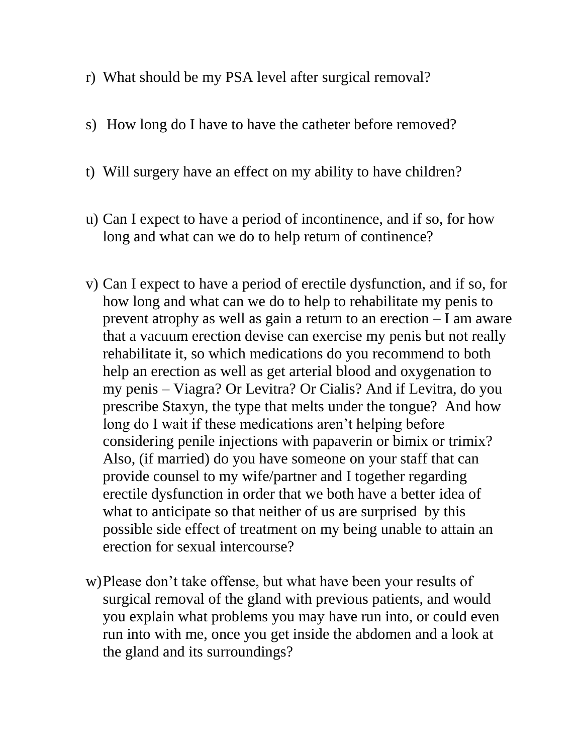r) What should be my PSA level after surgical removal?

s) How long do I have to have the catheter before removed?

t) Will surgery have an effect on my ability to have children?

u) Can I expect to have a period of incontinence, and if so, for how long and what can we do to help return of continence?

v) Can I expect to have a period of erectile dysfunction, and if so, for how long and what can we do to help to rehabilitate my penis to prevent atrophy as well as gain a return to an erection – I am aware that a vacuum erection devise can exercise my penis but not really rehabilitate it, so which medications do you recommend to both help an erection as well as get arterial blood and oxygenation to my penis – Viagra? Or Levitra? Or Cialis? And if Levitra, do you prescribe Staxyn, the type that melts under the tongue? And how long do I wait if these medications aren't helping before considering penile injections with papaverin or bimix or trimix? Also, (if married) do you have someone on your staff that can provide counsel to my wife/partner and I together regarding erectile dysfunction in order that we both have a better idea of what to anticipate so that neither of us are surprised by this possible side effect of treatment on my being unable to attain an erection for sexual intercourse?

w) Please don't take offense, but what have been your results of surgical removal of the gland with previous patients, and would you explain what problems you may have run into, or could even run into with me, once you get inside the abdomen and a look at the gland and its surroundings?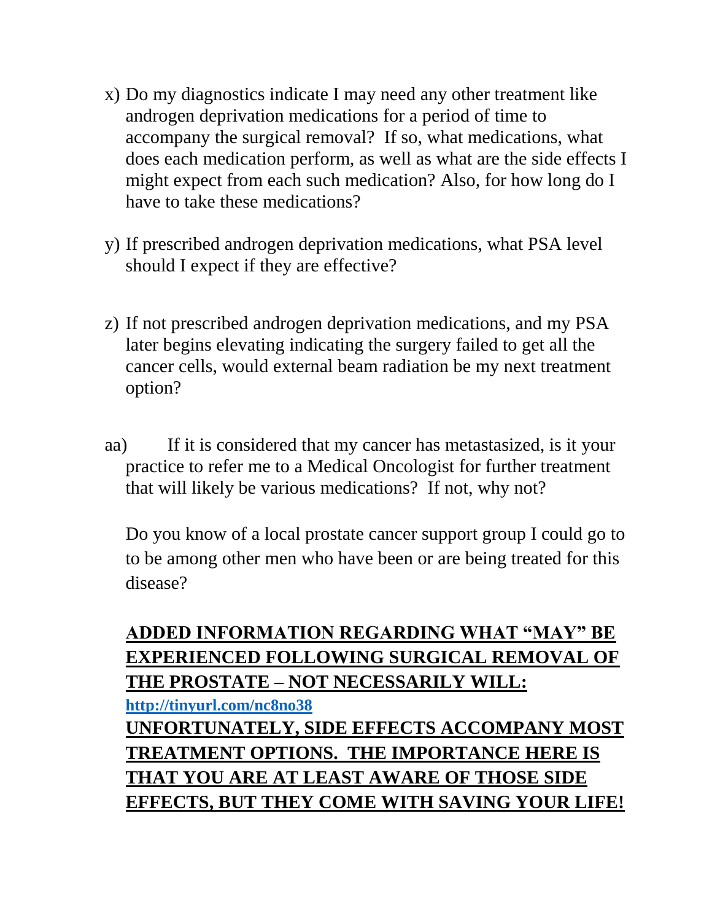x) Do my diagnostics indicate I may need any other treatment like androgen deprivation medications for a period of time to accompany the surgical removal? If so, what medications, what does each medication perform, as well as what are the side effects I might expect from each such medication? Also, for how long do I have to take these medications?

y) If prescribed androgen deprivation medications, what PSA level should I expect if they are effective?

z) If not prescribed androgen deprivation medications, and my PSA later begins elevating indicating the surgery failed to get all the cancer cells, would external beam radiation be my next treatment option?

aa) If it is considered that my cancer has metastasized, is it your practice to refer me to a Medical Oncologist for further treatment that will likely be various medications? If not, why not?

Do you know of a local prostate cancer support group I could go to to be among other men who have been or are being treated for this disease?

**ADDED INFORMATION REGARDING WHAT "MAY" BE EXPERIENCED FOLLOWING SURGICAL REMOVAL OF THE PROSTATE – NOT NECESSARILY WILL:**

**http://tinyurl.com/nc8no38**

**UNFORTUNATELY, SIDE EFFECTS ACCOMPANY MOST TREATMENT OPTIONS. THE IMPORTANCE HERE IS THAT YOU ARE AT LEAST AWARE OF THOSE SIDE EFFECTS, BUT THEY COME WITH SAVING YOUR LIFE!**